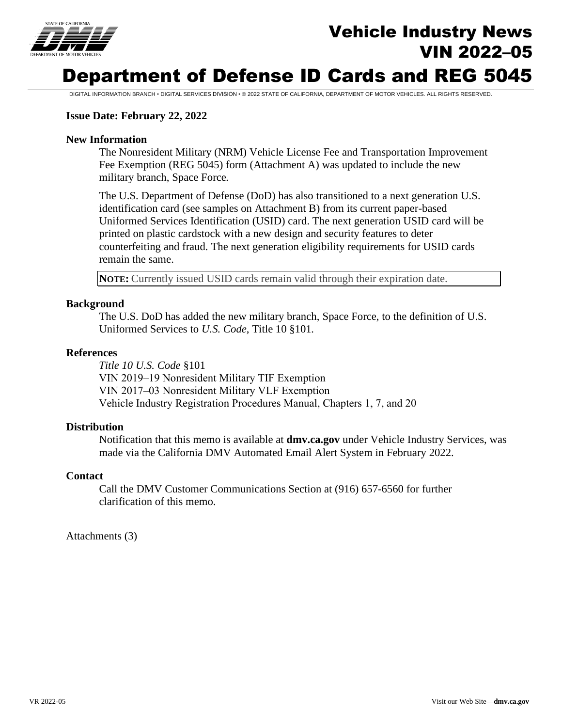# Vehicle Industry News
# VIN 2022–05

# Department of Defense ID Cards and REG 5045

DIGITAL INFORMATION BRANCH • DIGITAL SERVICES DIVISION • © 2022 STATE OF CALIFORNIA, DEPARTMENT OF MOTOR VEHICLES. ALL RIGHTS RESERVED.

**Issue Date: February 22, 2022**

### New Information

The Nonresident Military (NRM) Vehicle License Fee and Transportation Improvement Fee Exemption (REG 5045) form (Attachment A) was updated to include the new military branch, Space Force.

The U.S. Department of Defense (DoD) has also transitioned to a next generation U.S. identification card (see samples on Attachment B) from its current paper-based Uniformed Services Identification (USID) card. The next generation USID card will be printed on plastic cardstock with a new design and security features to deter counterfeiting and fraud. The next generation eligibility requirements for USID cards remain the same.

> **NOTE:** Currently issued USID cards remain valid through their expiration date.

### Background

The U.S. DoD has added the new military branch, Space Force, to the definition of U.S. Uniformed Services to *U.S. Code*, Title 10 §101.

### References

*Title 10 U.S. Code* §101
VIN 2019–19 Nonresident Military TIF Exemption
VIN 2017–03 Nonresident Military VLF Exemption
Vehicle Industry Registration Procedures Manual, Chapters 1, 7, and 20

### Distribution

Notification that this memo is available at **dmv.ca.gov** under Vehicle Industry Services, was made via the California DMV Automated Email Alert System in February 2022.

### Contact

Call the DMV Customer Communications Section at (916) 657-6560 for further clarification of this memo.

Attachments (3)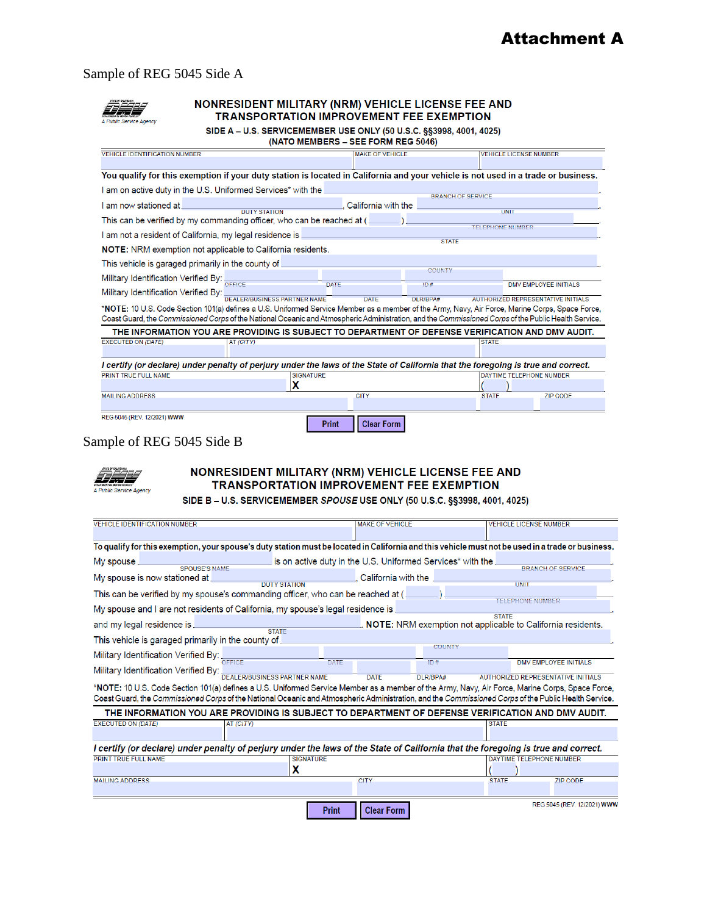# Attachment A

Sample of REG 5045 Side A

STATE OF CALIFORNIA
DEPARTMENT OF MOTOR VEHICLES
A Public Service Agency

## NONRESIDENT MILITARY (NRM) VEHICLE LICENSE FEE AND TRANSPORTATION IMPROVEMENT FEE EXEMPTION

**SIDE A – U.S. SERVICEMEMBER USE ONLY (50 U.S.C. §§3998, 4001, 4025)**
**(NATO MEMBERS – SEE FORM REG 5046)**

| VEHICLE IDENTIFICATION NUMBER | MAKE OF VEHICLE | VEHICLE LICENSE NUMBER |
|---|---|---|
| | | |

**You qualify for this exemption if your duty station is located in California and your vehicle is not used in a trade or business.**

I am on active duty in the U.S. Uniformed Services* with the ______ (BRANCH OF SERVICE).

I am now stationed at ______ (DUTY STATION), California with the ______ (UNIT).

This can be verified by my commanding officer, who can be reached at ( ) ______ (TELEPHONE NUMBER).

I am not a resident of California, my legal residence is ______ (STATE).

**NOTE:** NRM exemption not applicable to California residents.

This vehicle is garaged primarily in the county of ______ (COUNTY).

Military Identification Verified By: ______ OFFICE ______ DATE ______ ID # ______ DMV EMPLOYEE INITIALS

Military Identification Verified By: ______ DEALER/BUSINESS PARTNER NAME ______ DATE ______ DLR/BPA# ______ AUTHORIZED REPRESENTATIVE INITIALS

*NOTE: 10 U.S. Code Section 101(a) defines a U.S. Uniformed Service Member as a member of the Army, Navy, Air Force, Marine Corps, Space Force, Coast Guard, the *Commissioned Corps* of the National Oceanic and Atmospheric Administration, and the *Commissioned Corps* of the Public Health Service.

**THE INFORMATION YOU ARE PROVIDING IS SUBJECT TO DEPARTMENT OF DEFENSE VERIFICATION AND DMV AUDIT.**

| EXECUTED ON *(DATE)* | AT *(CITY)* | STATE |
|---|---|---|
| | | |

***I certify (or declare) under penalty of perjury under the laws of the State of California that the foregoing is true and correct.***

| PRINT TRUE FULL NAME | SIGNATURE | DAYTIME TELEPHONE NUMBER |
|---|---|---|
| | X | ( ) |

| MAILING ADDRESS | CITY | STATE | ZIP CODE |
|---|---|---|---|
| | | | |

REG 5045 (REV. 12/2021) WWW

Print | Clear Form

Sample of REG 5045 Side B

STATE OF CALIFORNIA
DEPARTMENT OF MOTOR VEHICLES
A Public Service Agency

## NONRESIDENT MILITARY (NRM) VEHICLE LICENSE FEE AND TRANSPORTATION IMPROVEMENT FEE EXEMPTION

**SIDE B – U.S. SERVICEMEMBER *SPOUSE* USE ONLY (50 U.S.C. §§3998, 4001, 4025)**

| VEHICLE IDENTIFICATION NUMBER | MAKE OF VEHICLE | VEHICLE LICENSE NUMBER |
|---|---|---|
| | | |

**To qualify for this exemption, your spouse's duty station must be located in California and this vehicle must not be used in a trade or business.**

My spouse ______ (SPOUSE'S NAME) is on active duty in the U.S. Uniformed Services* with the ______ (BRANCH OF SERVICE).

My spouse is now stationed at ______ (DUTY STATION), California with the ______ (UNIT).

This can be verified by my spouse's commanding officer, who can be reached at ( ) ______ (TELEPHONE NUMBER).

My spouse and I are not residents of California, my spouse's legal residence is ______ (STATE)

and my legal residence is ______ (STATE). **NOTE:** NRM exemption not applicable to California residents.

This vehicle is garaged primarily in the county of ______ (COUNTY).

Military Identification Verified By: ______ OFFICE ______ DATE ______ ID # ______ DMV EMPLOYEE INITIALS

Military Identification Verified By: ______ DEALER/BUSINESS PARTNER NAME ______ DATE ______ DLR/BPA# ______ AUTHORIZED REPRESENTATIVE INITIALS

*NOTE: 10 U.S. Code Section 101(a) defines a U.S. Uniformed Service Member as a member of the Army, Navy, Air Force, Marine Corps, Space Force, Coast Guard, the *Commissioned Corps* of the National Oceanic and Atmospheric Administration, and the *Commissioned Corps* of the Public Health Service.

**THE INFORMATION YOU ARE PROVIDING IS SUBJECT TO DEPARTMENT OF DEFENSE VERIFICATION AND DMV AUDIT.**

| EXECUTED ON *(DATE)* | AT *(CITY)* | STATE |
|---|---|---|
| | | |

***I certify (or declare) under penalty of perjury under the laws of the State of California that the foregoing is true and correct.***

| PRINT TRUE FULL NAME | SIGNATURE | DAYTIME TELEPHONE NUMBER |
|---|---|---|
| | X | ( ) |

| MAILING ADDRESS | CITY | STATE | ZIP CODE |
|---|---|---|---|
| | | | |

Print | Clear Form

REG 5045 (REV. 12/2021) WWW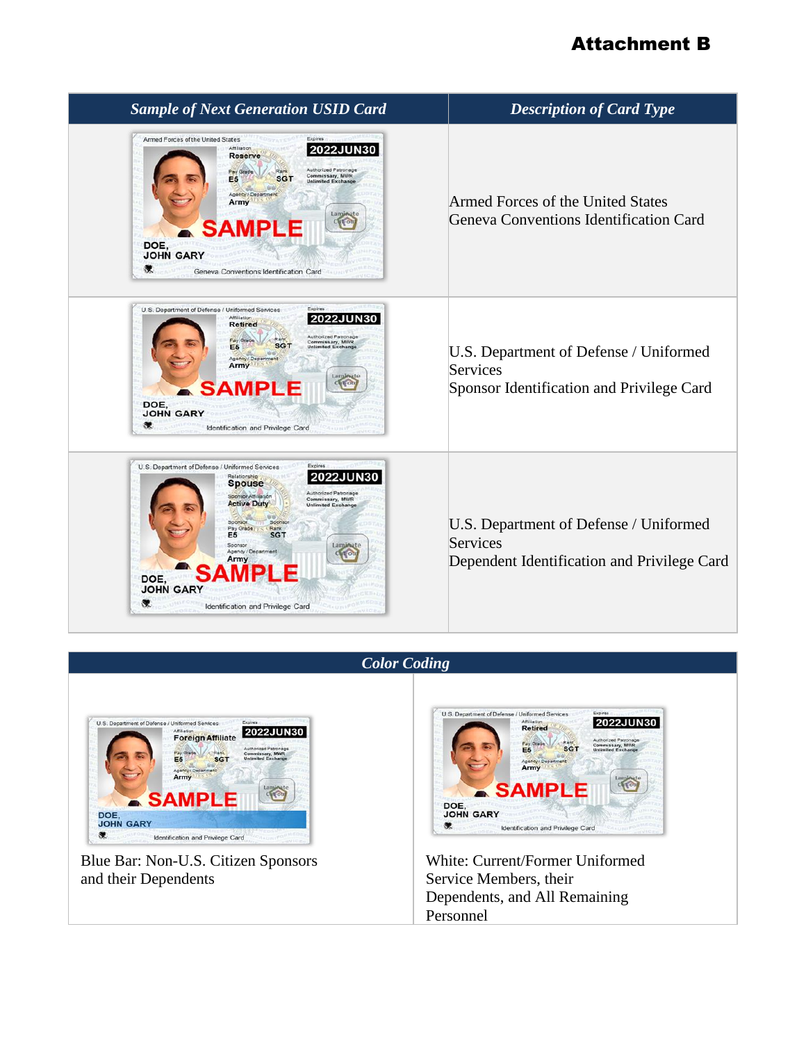# Attachment B

| Sample of Next Generation USID Card | Description of Card Type |
|---|---|
| | Armed Forces of the United States Geneva Conventions Identification Card |
| | U.S. Department of Defense / Uniformed Services Sponsor Identification and Privilege Card |
| | U.S. Department of Defense / Uniformed Services Dependent Identification and Privilege Card |

| Color Coding | |
|---|---|
| Blue Bar: Non-U.S. Citizen Sponsors and their Dependents | White: Current/Former Uniformed Service Members, their Dependents, and All Remaining Personnel |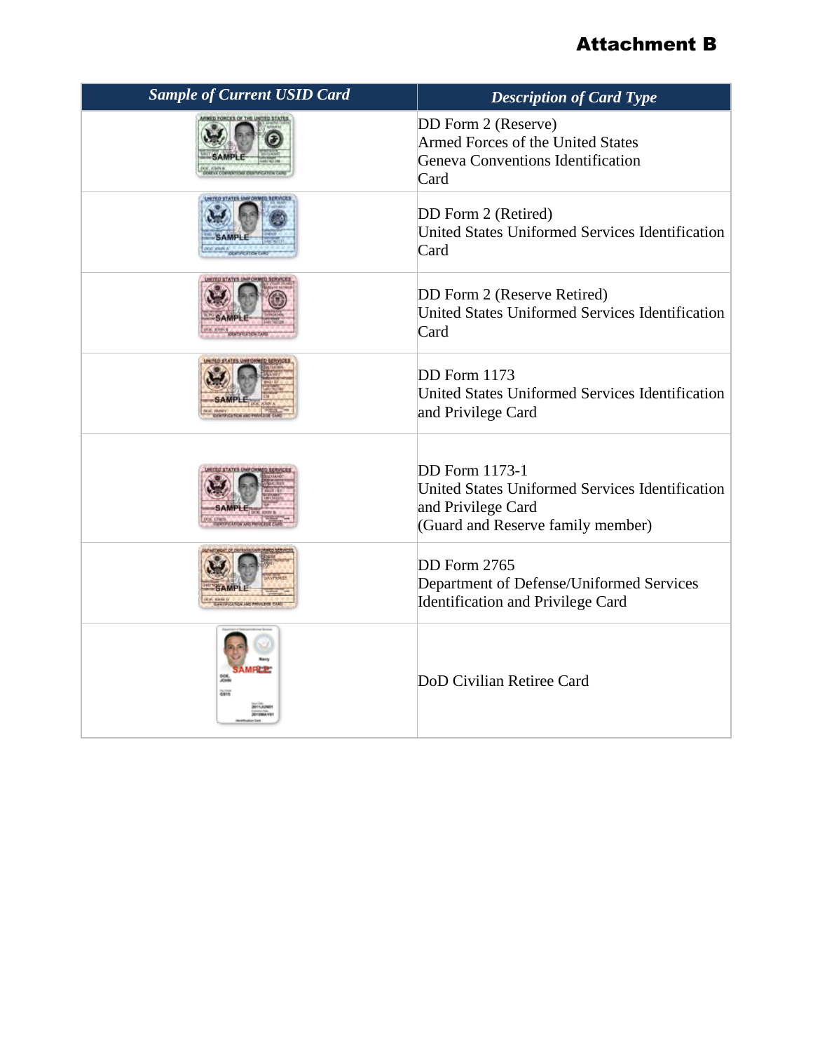**Attachment B**

| *Sample of Current USID Card* | *Description of Card Type* |
|---|---|
| | DD Form 2 (Reserve)<br>Armed Forces of the United States<br>Geneva Conventions Identification Card |
| | DD Form 2 (Retired)<br>United States Uniformed Services Identification Card |
| | DD Form 2 (Reserve Retired)<br>United States Uniformed Services Identification Card |
| | DD Form 1173<br>United States Uniformed Services Identification and Privilege Card |
| | DD Form 1173-1<br>United States Uniformed Services Identification and Privilege Card<br>(Guard and Reserve family member) |
| | DD Form 2765<br>Department of Defense/Uniformed Services Identification and Privilege Card |
| | DoD Civilian Retiree Card |